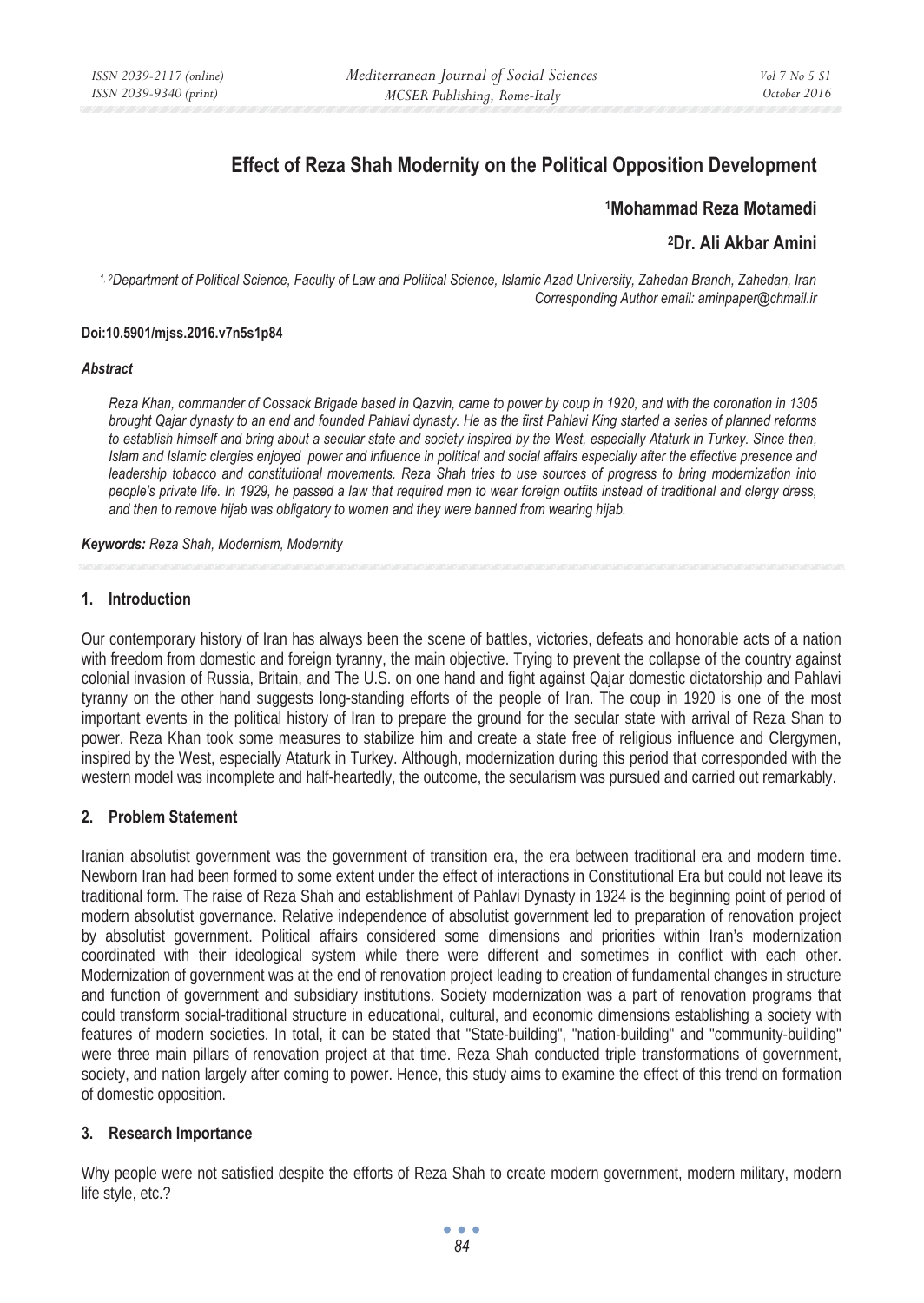# Effect of Reza Shah Modernity on the Political Opposition Development

**[1]Mohammad Reza Motamedi**

**[2]Dr. Ali Akbar Amini**

*[1, 2]Department of Political Science, Faculty of Law and Political Science, Islamic Azad University, Zahedan Branch, Zahedan, Iran*
*Corresponding Author email: aminpaper@chmail.ir*

**Doi:10.5901/mjss.2016.v7n5s1p84**

***Abstract***

*Reza Khan, commander of Cossack Brigade based in Qazvin, came to power by coup in 1920, and with the coronation in 1305 brought Qajar dynasty to an end and founded Pahlavi dynasty. He as the first Pahlavi King started a series of planned reforms to establish himself and bring about a secular state and society inspired by the West, especially Ataturk in Turkey. Since then, Islam and Islamic clergies enjoyed power and influence in political and social affairs especially after the effective presence and leadership tobacco and constitutional movements. Reza Shah tries to use sources of progress to bring modernization into people's private life. In 1929, he passed a law that required men to wear foreign outfits instead of traditional and clergy dress, and then to remove hijab was obligatory to women and they were banned from wearing hijab.*

***Keywords:** Reza Shah, Modernism, Modernity*

## 1. Introduction

Our contemporary history of Iran has always been the scene of battles, victories, defeats and honorable acts of a nation with freedom from domestic and foreign tyranny, the main objective. Trying to prevent the collapse of the country against colonial invasion of Russia, Britain, and The U.S. on one hand and fight against Qajar domestic dictatorship and Pahlavi tyranny on the other hand suggests long-standing efforts of the people of Iran. The coup in 1920 is one of the most important events in the political history of Iran to prepare the ground for the secular state with arrival of Reza Shan to power. Reza Khan took some measures to stabilize him and create a state free of religious influence and Clergymen, inspired by the West, especially Ataturk in Turkey. Although, modernization during this period that corresponded with the western model was incomplete and half-heartedly, the outcome, the secularism was pursued and carried out remarkably.

## 2. Problem Statement

Iranian absolutist government was the government of transition era, the era between traditional era and modern time. Newborn Iran had been formed to some extent under the effect of interactions in Constitutional Era but could not leave its traditional form. The raise of Reza Shah and establishment of Pahlavi Dynasty in 1924 is the beginning point of period of modern absolutist governance. Relative independence of absolutist government led to preparation of renovation project by absolutist government. Political affairs considered some dimensions and priorities within Iran's modernization coordinated with their ideological system while there were different and sometimes in conflict with each other. Modernization of government was at the end of renovation project leading to creation of fundamental changes in structure and function of government and subsidiary institutions. Society modernization was a part of renovation programs that could transform social-traditional structure in educational, cultural, and economic dimensions establishing a society with features of modern societies. In total, it can be stated that "State-building", "nation-building" and "community-building" were three main pillars of renovation project at that time. Reza Shah conducted triple transformations of government, society, and nation largely after coming to power. Hence, this study aims to examine the effect of this trend on formation of domestic opposition.

## 3. Research Importance

Why people were not satisfied despite the efforts of Reza Shah to create modern government, modern military, modern life style, etc.?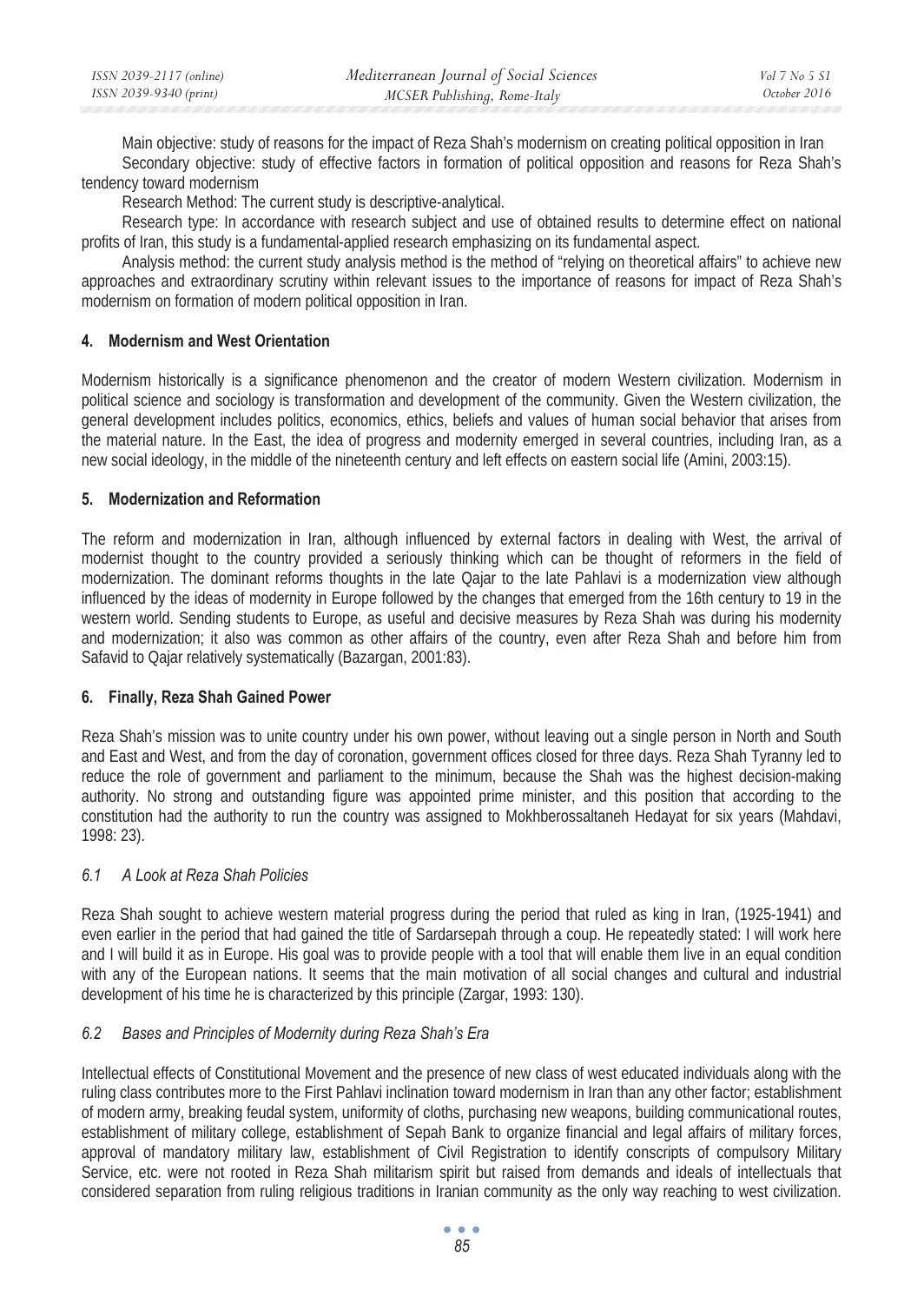Main objective: study of reasons for the impact of Reza Shah's modernism on creating political opposition in Iran

Secondary objective: study of effective factors in formation of political opposition and reasons for Reza Shah's tendency toward modernism

Research Method: The current study is descriptive-analytical.

Research type: In accordance with research subject and use of obtained results to determine effect on national profits of Iran, this study is a fundamental-applied research emphasizing on its fundamental aspect.

Analysis method: the current study analysis method is the method of "relying on theoretical affairs" to achieve new approaches and extraordinary scrutiny within relevant issues to the importance of reasons for impact of Reza Shah's modernism on formation of modern political opposition in Iran.

## 4. Modernism and West Orientation

Modernism historically is a significance phenomenon and the creator of modern Western civilization. Modernism in political science and sociology is transformation and development of the community. Given the Western civilization, the general development includes politics, economics, ethics, beliefs and values of human social behavior that arises from the material nature. In the East, the idea of progress and modernity emerged in several countries, including Iran, as a new social ideology, in the middle of the nineteenth century and left effects on eastern social life (Amini, 2003:15).

## 5. Modernization and Reformation

The reform and modernization in Iran, although influenced by external factors in dealing with West, the arrival of modernist thought to the country provided a seriously thinking which can be thought of reformers in the field of modernization. The dominant reforms thoughts in the late Qajar to the late Pahlavi is a modernization view although influenced by the ideas of modernity in Europe followed by the changes that emerged from the 16th century to 19 in the western world. Sending students to Europe, as useful and decisive measures by Reza Shah was during his modernity and modernization; it also was common as other affairs of the country, even after Reza Shah and before him from Safavid to Qajar relatively systematically (Bazargan, 2001:83).

## 6. Finally, Reza Shah Gained Power

Reza Shah's mission was to unite country under his own power, without leaving out a single person in North and South and East and West, and from the day of coronation, government offices closed for three days. Reza Shah Tyranny led to reduce the role of government and parliament to the minimum, because the Shah was the highest decision-making authority. No strong and outstanding figure was appointed prime minister, and this position that according to the constitution had the authority to run the country was assigned to Mokhberossaltaneh Hedayat for six years (Mahdavi, 1998: 23).

### *6.1 A Look at Reza Shah Policies*

Reza Shah sought to achieve western material progress during the period that ruled as king in Iran, (1925-1941) and even earlier in the period that had gained the title of Sardarsepah through a coup. He repeatedly stated: I will work here and I will build it as in Europe. His goal was to provide people with a tool that will enable them live in an equal condition with any of the European nations. It seems that the main motivation of all social changes and cultural and industrial development of his time he is characterized by this principle (Zargar, 1993: 130).

### *6.2 Bases and Principles of Modernity during Reza Shah's Era*

Intellectual effects of Constitutional Movement and the presence of new class of west educated individuals along with the ruling class contributes more to the First Pahlavi inclination toward modernism in Iran than any other factor; establishment of modern army, breaking feudal system, uniformity of cloths, purchasing new weapons, building communicational routes, establishment of military college, establishment of Sepah Bank to organize financial and legal affairs of military forces, approval of mandatory military law, establishment of Civil Registration to identify conscripts of compulsory Military Service, etc. were not rooted in Reza Shah militarism spirit but raised from demands and ideals of intellectuals that considered separation from ruling religious traditions in Iranian community as the only way reaching to west civilization.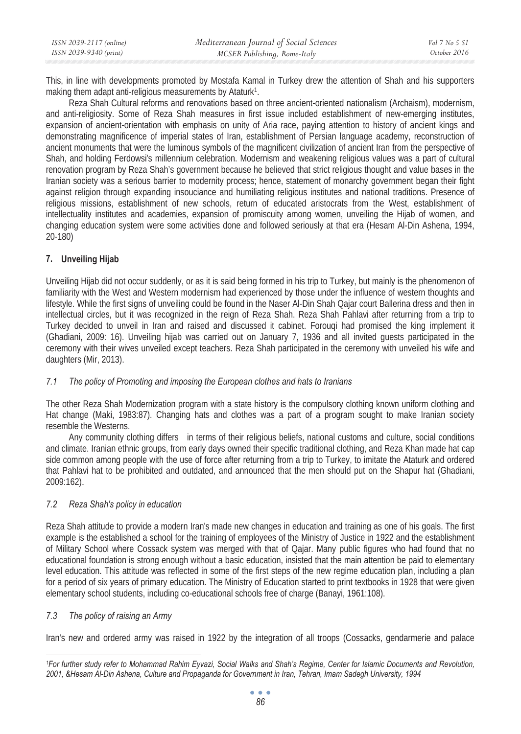This, in line with developments promoted by Mostafa Kamal in Turkey drew the attention of Shah and his supporters making them adapt anti-religious measurements by Ataturk[1].

Reza Shah Cultural reforms and renovations based on three ancient-oriented nationalism (Archaism), modernism, and anti-religiosity. Some of Reza Shah measures in first issue included establishment of new-emerging institutes, expansion of ancient-orientation with emphasis on unity of Aria race, paying attention to history of ancient kings and demonstrating magnificence of imperial states of Iran, establishment of Persian language academy, reconstruction of ancient monuments that were the luminous symbols of the magnificent civilization of ancient Iran from the perspective of Shah, and holding Ferdowsi's millennium celebration. Modernism and weakening religious values was a part of cultural renovation program by Reza Shah's government because he believed that strict religious thought and value bases in the Iranian society was a serious barrier to modernity process; hence, statement of monarchy government began their fight against religion through expanding insouciance and humiliating religious institutes and national traditions. Presence of religious missions, establishment of new schools, return of educated aristocrats from the West, establishment of intellectuality institutes and academies, expansion of promiscuity among women, unveiling the Hijab of women, and changing education system were some activities done and followed seriously at that era (Hesam Al-Din Ashena, 1994, 20-180)

## 7. Unveiling Hijab

Unveiling Hijab did not occur suddenly, or as it is said being formed in his trip to Turkey, but mainly is the phenomenon of familiarity with the West and Western modernism had experienced by those under the influence of western thoughts and lifestyle. While the first signs of unveiling could be found in the Naser Al-Din Shah Qajar court Ballerina dress and then in intellectual circles, but it was recognized in the reign of Reza Shah. Reza Shah Pahlavi after returning from a trip to Turkey decided to unveil in Iran and raised and discussed it cabinet. Forouqi had promised the king implement it (Ghadiani, 2009: 16). Unveiling hijab was carried out on January 7, 1936 and all invited guests participated in the ceremony with their wives unveiled except teachers. Reza Shah participated in the ceremony with unveiled his wife and daughters (Mir, 2013).

### *7.1 The policy of Promoting and imposing the European clothes and hats to Iranians*

The other Reza Shah Modernization program with a state history is the compulsory clothing known uniform clothing and Hat change (Maki, 1983:87). Changing hats and clothes was a part of a program sought to make Iranian society resemble the Westerns.

Any community clothing differs in terms of their religious beliefs, national customs and culture, social conditions and climate. Iranian ethnic groups, from early days owned their specific traditional clothing, and Reza Khan made hat cap side common among people with the use of force after returning from a trip to Turkey, to imitate the Ataturk and ordered that Pahlavi hat to be prohibited and outdated, and announced that the men should put on the Shapur hat (Ghadiani, 2009:162).

### *7.2 Reza Shah's policy in education*

Reza Shah attitude to provide a modern Iran's made new changes in education and training as one of his goals. The first example is the established a school for the training of employees of the Ministry of Justice in 1922 and the establishment of Military School where Cossack system was merged with that of Qajar. Many public figures who had found that no educational foundation is strong enough without a basic education, insisted that the main attention be paid to elementary level education. This attitude was reflected in some of the first steps of the new regime education plan, including a plan for a period of six years of primary education. The Ministry of Education started to print textbooks in 1928 that were given elementary school students, including co-educational schools free of charge (Banayi, 1961:108).

### *7.3 The policy of raising an Army*

Iran's new and ordered army was raised in 1922 by the integration of all troops (Cossacks, gendarmerie and palace

---

[1] *For further study refer to Mohammad Rahim Eyvazi, Social Walks and Shah's Regime, Center for Islamic Documents and Revolution, 2001, &Hesam Al-Din Ashena, Culture and Propaganda for Government in Iran, Tehran, Imam Sadegh University, 1994*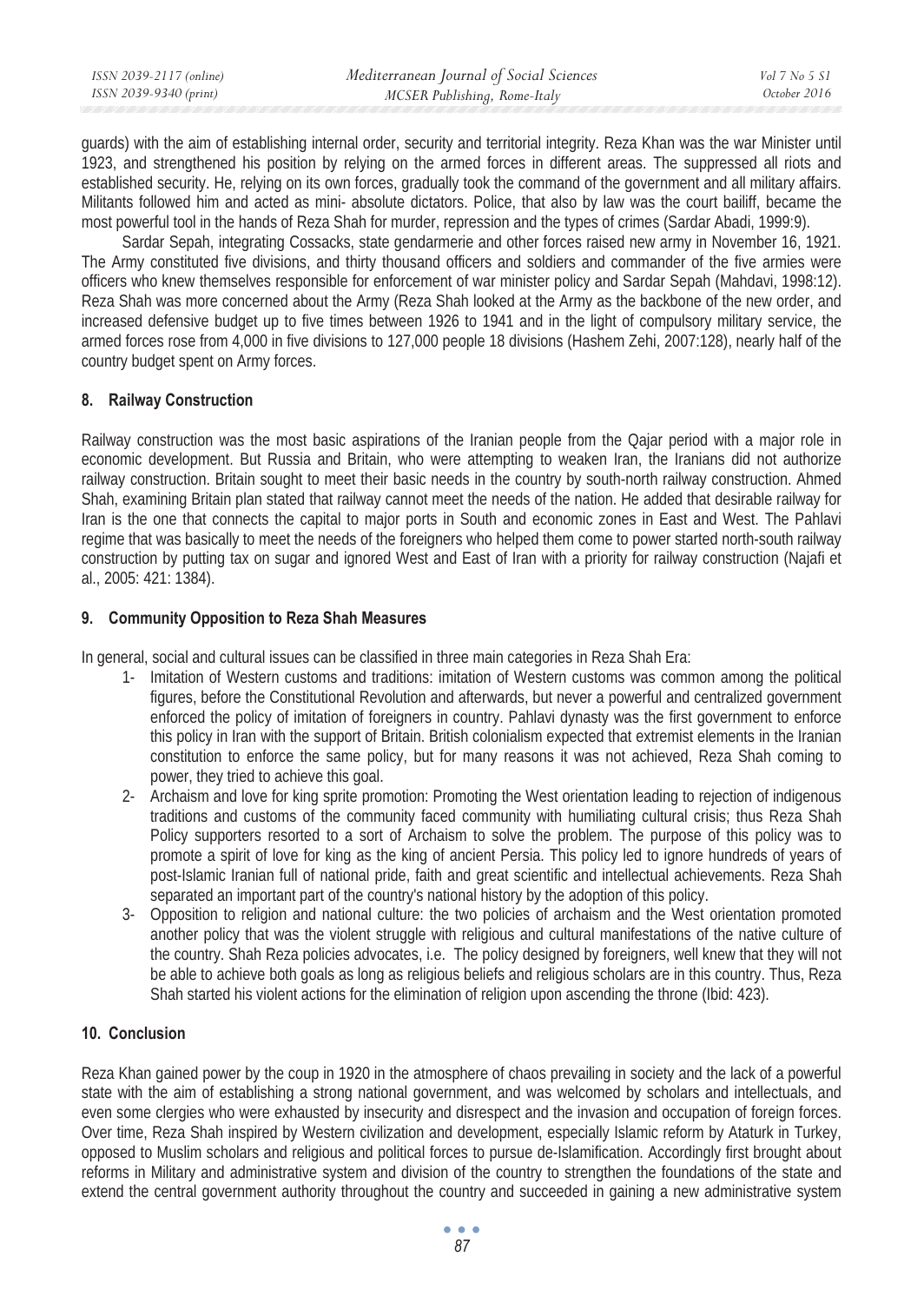guards) with the aim of establishing internal order, security and territorial integrity. Reza Khan was the war Minister until 1923, and strengthened his position by relying on the armed forces in different areas. The suppressed all riots and established security. He, relying on its own forces, gradually took the command of the government and all military affairs. Militants followed him and acted as mini- absolute dictators. Police, that also by law was the court bailiff, became the most powerful tool in the hands of Reza Shah for murder, repression and the types of crimes (Sardar Abadi, 1999:9).

Sardar Sepah, integrating Cossacks, state gendarmerie and other forces raised new army in November 16, 1921. The Army constituted five divisions, and thirty thousand officers and soldiers and commander of the five armies were officers who knew themselves responsible for enforcement of war minister policy and Sardar Sepah (Mahdavi, 1998:12). Reza Shah was more concerned about the Army (Reza Shah looked at the Army as the backbone of the new order, and increased defensive budget up to five times between 1926 to 1941 and in the light of compulsory military service, the armed forces rose from 4,000 in five divisions to 127,000 people 18 divisions (Hashem Zehi, 2007:128), nearly half of the country budget spent on Army forces.

## 8. Railway Construction

Railway construction was the most basic aspirations of the Iranian people from the Qajar period with a major role in economic development. But Russia and Britain, who were attempting to weaken Iran, the Iranians did not authorize railway construction. Britain sought to meet their basic needs in the country by south-north railway construction. Ahmed Shah, examining Britain plan stated that railway cannot meet the needs of the nation. He added that desirable railway for Iran is the one that connects the capital to major ports in South and economic zones in East and West. The Pahlavi regime that was basically to meet the needs of the foreigners who helped them come to power started north-south railway construction by putting tax on sugar and ignored West and East of Iran with a priority for railway construction (Najafi et al., 2005: 421: 1384).

## 9. Community Opposition to Reza Shah Measures

In general, social and cultural issues can be classified in three main categories in Reza Shah Era:

1- Imitation of Western customs and traditions: imitation of Western customs was common among the political figures, before the Constitutional Revolution and afterwards, but never a powerful and centralized government enforced the policy of imitation of foreigners in country. Pahlavi dynasty was the first government to enforce this policy in Iran with the support of Britain. British colonialism expected that extremist elements in the Iranian constitution to enforce the same policy, but for many reasons it was not achieved, Reza Shah coming to power, they tried to achieve this goal.

2- Archaism and love for king sprite promotion: Promoting the West orientation leading to rejection of indigenous traditions and customs of the community faced community with humiliating cultural crisis; thus Reza Shah Policy supporters resorted to a sort of Archaism to solve the problem. The purpose of this policy was to promote a spirit of love for king as the king of ancient Persia. This policy led to ignore hundreds of years of post-Islamic Iranian full of national pride, faith and great scientific and intellectual achievements. Reza Shah separated an important part of the country's national history by the adoption of this policy.

3- Opposition to religion and national culture: the two policies of archaism and the West orientation promoted another policy that was the violent struggle with religious and cultural manifestations of the native culture of the country. Shah Reza policies advocates, i.e. The policy designed by foreigners, well knew that they will not be able to achieve both goals as long as religious beliefs and religious scholars are in this country. Thus, Reza Shah started his violent actions for the elimination of religion upon ascending the throne (Ibid: 423).

## 10. Conclusion

Reza Khan gained power by the coup in 1920 in the atmosphere of chaos prevailing in society and the lack of a powerful state with the aim of establishing a strong national government, and was welcomed by scholars and intellectuals, and even some clergies who were exhausted by insecurity and disrespect and the invasion and occupation of foreign forces. Over time, Reza Shah inspired by Western civilization and development, especially Islamic reform by Ataturk in Turkey, opposed to Muslim scholars and religious and political forces to pursue de-Islamification. Accordingly first brought about reforms in Military and administrative system and division of the country to strengthen the foundations of the state and extend the central government authority throughout the country and succeeded in gaining a new administrative system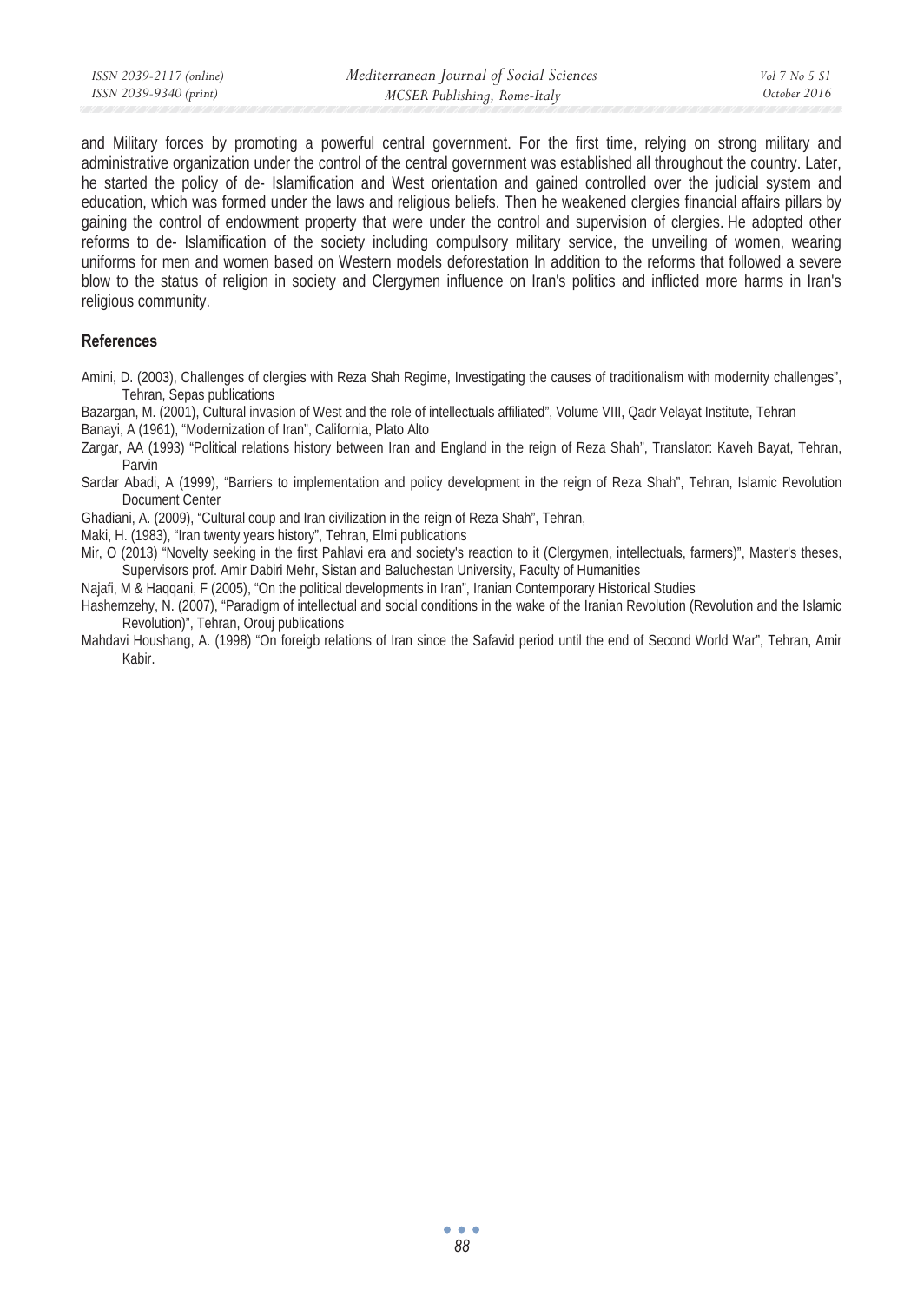and Military forces by promoting a powerful central government. For the first time, relying on strong military and administrative organization under the control of the central government was established all throughout the country. Later, he started the policy of de- Islamification and West orientation and gained controlled over the judicial system and education, which was formed under the laws and religious beliefs. Then he weakened clergies financial affairs pillars by gaining the control of endowment property that were under the control and supervision of clergies. He adopted other reforms to de- Islamification of the society including compulsory military service, the unveiling of women, wearing uniforms for men and women based on Western models deforestation In addition to the reforms that followed a severe blow to the status of religion in society and Clergymen influence on Iran's politics and inflicted more harms in Iran's religious community.

## References

Amini, D. (2003), Challenges of clergies with Reza Shah Regime, Investigating the causes of traditionalism with modernity challenges", Tehran, Sepas publications

Bazargan, M. (2001), Cultural invasion of West and the role of intellectuals affiliated", Volume VIII, Qadr Velayat Institute, Tehran

Banayi, A (1961), "Modernization of Iran", California, Plato Alto

Zargar, AA (1993) "Political relations history between Iran and England in the reign of Reza Shah", Translator: Kaveh Bayat, Tehran, Parvin

Sardar Abadi, A (1999), "Barriers to implementation and policy development in the reign of Reza Shah", Tehran, Islamic Revolution Document Center

Ghadiani, A. (2009), "Cultural coup and Iran civilization in the reign of Reza Shah", Tehran,

Maki, H. (1983), "Iran twenty years history", Tehran, Elmi publications

Mir, O (2013) "Novelty seeking in the first Pahlavi era and society's reaction to it (Clergymen, intellectuals, farmers)", Master's theses, Supervisors prof. Amir Dabiri Mehr, Sistan and Baluchestan University, Faculty of Humanities

Najafi, M & Haqqani, F (2005), "On the political developments in Iran", Iranian Contemporary Historical Studies

Hashemzehy, N. (2007), "Paradigm of intellectual and social conditions in the wake of the Iranian Revolution (Revolution and the Islamic Revolution)", Tehran, Orouj publications

Mahdavi Houshang, A. (1998) "On foreigb relations of Iran since the Safavid period until the end of Second World War", Tehran, Amir Kabir.